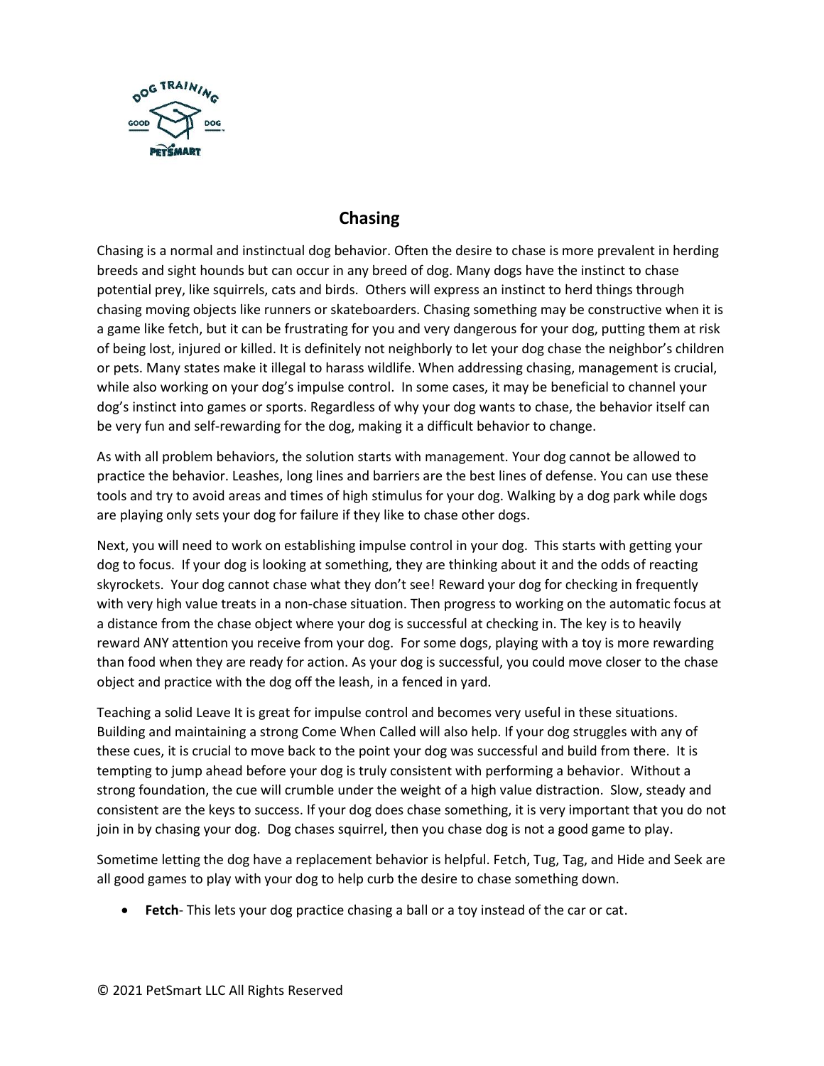# Chasing

Chasing is a normal and instinctual dog behavior. Often the desire to chase is more prevalent in herding breeds and sight hounds but can occur in any breed of dog. Many dogs have the instinct to chase potential prey, like squirrels, cats and birds. Others will express an instinct to herd things through chasing moving objects like runners or skateboarders. Chasing something may be constructive when it is a game like fetch, but it can be frustrating for you and very dangerous for your dog, putting them at risk of being lost, injured or killed. It is definitely not neighborly to let your dog chase the neighbor's children or pets. Many states make it illegal to harass wildlife. When addressing chasing, management is crucial, while also working on your dog's impulse control. In some cases, it may be beneficial to channel your dog's instinct into games or sports. Regardless of why your dog wants to chase, the behavior itself can be very fun and self-rewarding for the dog, making it a difficult behavior to change.

As with all problem behaviors, the solution starts with management. Your dog cannot be allowed to practice the behavior. Leashes, long lines and barriers are the best lines of defense. You can use these tools and try to avoid areas and times of high stimulus for your dog. Walking by a dog park while dogs are playing only sets your dog for failure if they like to chase other dogs.

Next, you will need to work on establishing impulse control in your dog. This starts with getting your dog to focus. If your dog is looking at something, they are thinking about it and the odds of reacting skyrockets. Your dog cannot chase what they don't see! Reward your dog for checking in frequently with very high value treats in a non-chase situation. Then progress to working on the automatic focus at a distance from the chase object where your dog is successful at checking in. The key is to heavily reward ANY attention you receive from your dog. For some dogs, playing with a toy is more rewarding than food when they are ready for action. As your dog is successful, you could move closer to the chase object and practice with the dog off the leash, in a fenced in yard.

Teaching a solid Leave It is great for impulse control and becomes very useful in these situations. Building and maintaining a strong Come When Called will also help. If your dog struggles with any of these cues, it is crucial to move back to the point your dog was successful and build from there. It is tempting to jump ahead before your dog is truly consistent with performing a behavior. Without a strong foundation, the cue will crumble under the weight of a high value distraction. Slow, steady and consistent are the keys to success. If your dog does chase something, it is very important that you do not join in by chasing your dog. Dog chases squirrel, then you chase dog is not a good game to play.

Sometime letting the dog have a replacement behavior is helpful. Fetch, Tug, Tag, and Hide and Seek are all good games to play with your dog to help curb the desire to chase something down.

- **Fetch**- This lets your dog practice chasing a ball or a toy instead of the car or cat.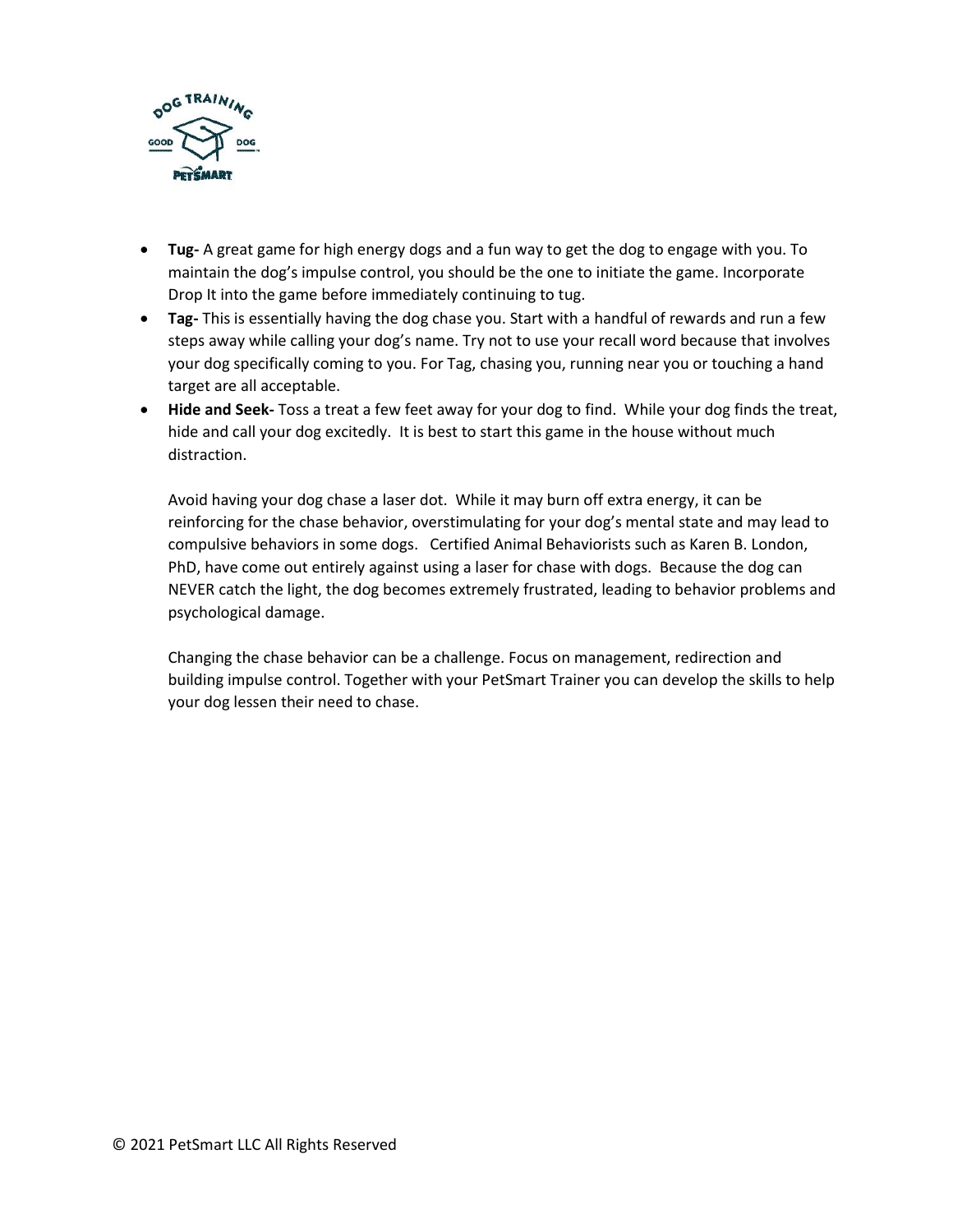- **Tug-** A great game for high energy dogs and a fun way to get the dog to engage with you. To maintain the dog's impulse control, you should be the one to initiate the game. Incorporate Drop It into the game before immediately continuing to tug.
- **Tag-** This is essentially having the dog chase you. Start with a handful of rewards and run a few steps away while calling your dog's name. Try not to use your recall word because that involves your dog specifically coming to you. For Tag, chasing you, running near you or touching a hand target are all acceptable.
- **Hide and Seek-** Toss a treat a few feet away for your dog to find. While your dog finds the treat, hide and call your dog excitedly. It is best to start this game in the house without much distraction.

  Avoid having your dog chase a laser dot. While it may burn off extra energy, it can be reinforcing for the chase behavior, overstimulating for your dog's mental state and may lead to compulsive behaviors in some dogs. Certified Animal Behaviorists such as Karen B. London, PhD, have come out entirely against using a laser for chase with dogs. Because the dog can NEVER catch the light, the dog becomes extremely frustrated, leading to behavior problems and psychological damage.

  Changing the chase behavior can be a challenge. Focus on management, redirection and building impulse control. Together with your PetSmart Trainer you can develop the skills to help your dog lessen their need to chase.